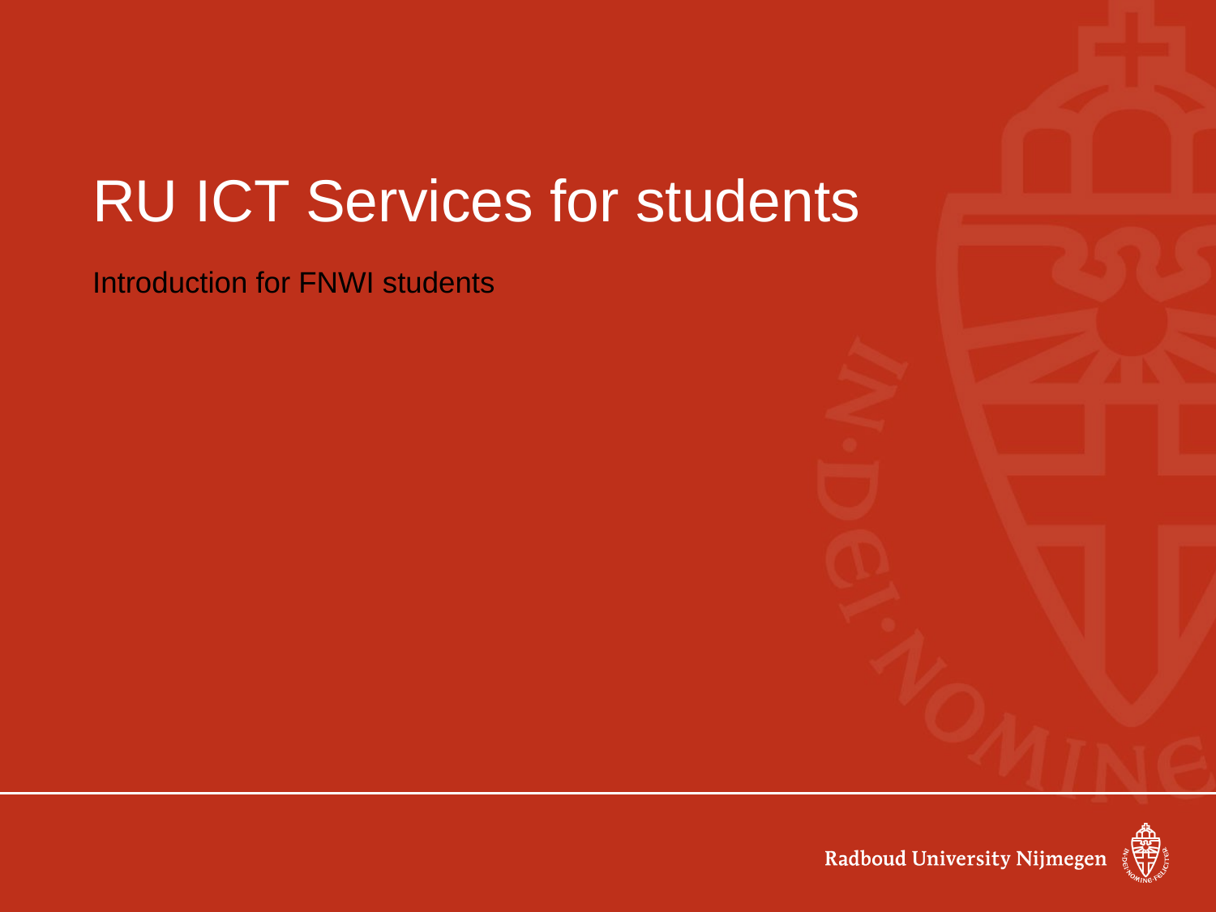# RU ICT Services for students

Introduction for FNWI students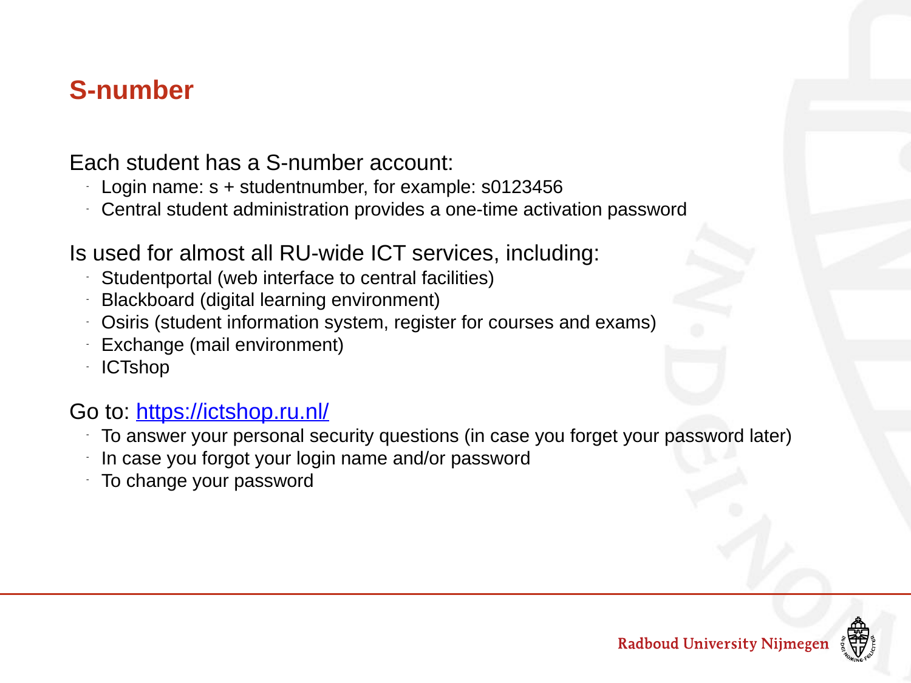## S-number

Each student has a S-number account:

- Login name: s + studentnumber, for example: s0123456
- Central student administration provides a one-time activation password

Is used for almost all RU-wide ICT services, including:

- Studentportal (web interface to central facilities)
- Blackboard (digital learning environment)
- Osiris (student information system, register for courses and exams)
- Exchange (mail environment)
- ICTshop

Go to: https://ictshop.ru.nl/

- To answer your personal security questions (in case you forget your password later)
- In case you forgot your login name and/or password
- To change your password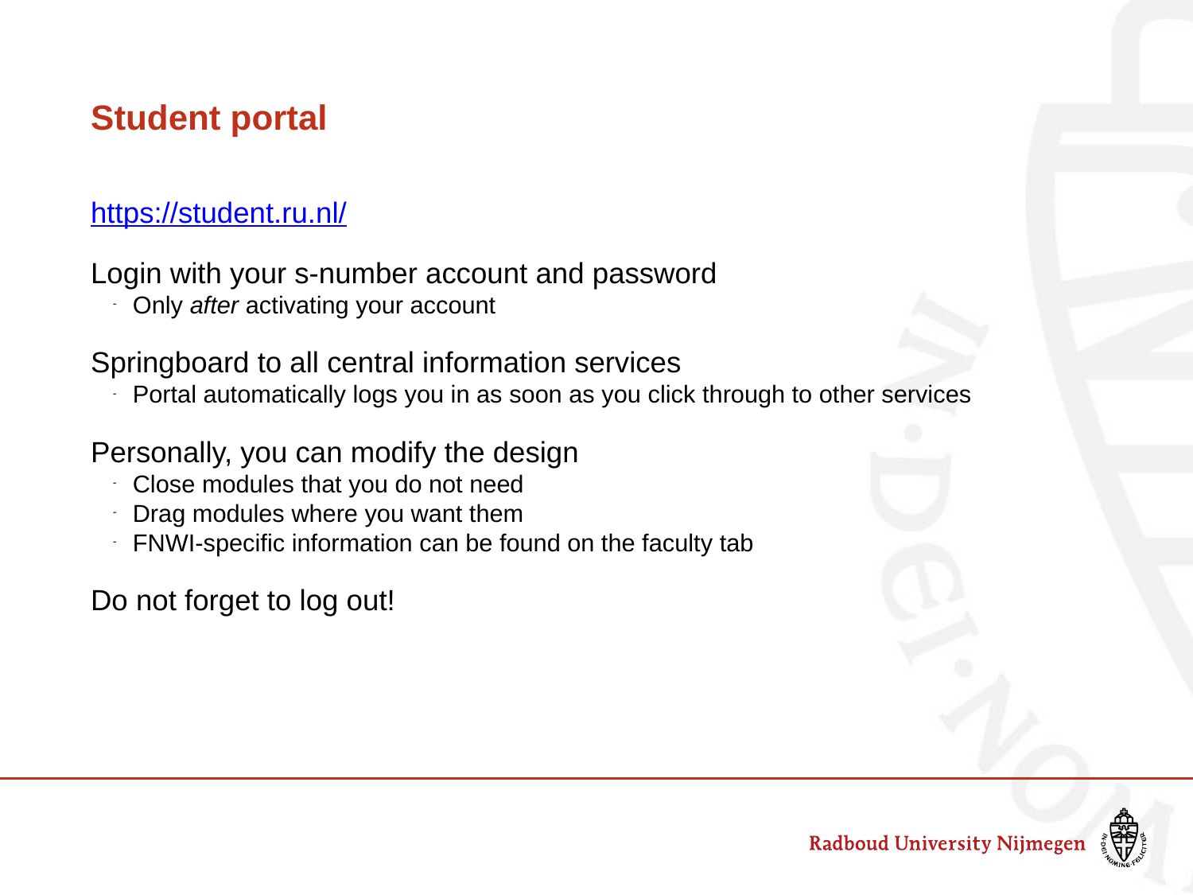# Student portal

https://student.ru.nl/

Login with your s-number account and password

- Only *after* activating your account

Springboard to all central information services

- Portal automatically logs you in as soon as you click through to other services

Personally, you can modify the design

- Close modules that you do not need
- Drag modules where you want them
- FNWI-specific information can be found on the faculty tab

Do not forget to log out!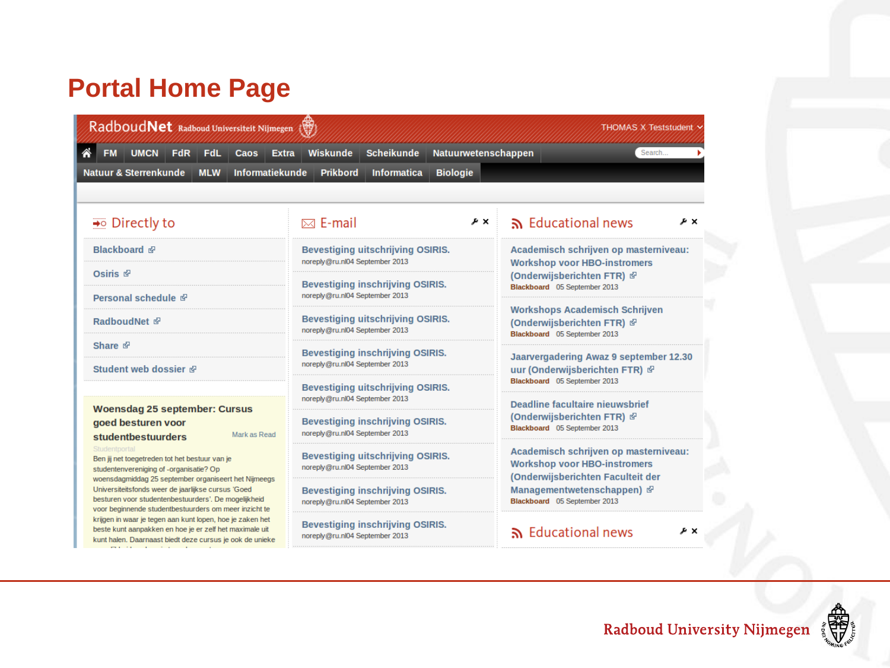# Portal Home Page

RadboudNet Radboud Universiteit Nijmegen — THOMAS X Teststudent

🏠 | FM | UMCN | FdR | FdL | Caos | Extra | Wiskunde | Scheikunde | Natuurwetenschappen — Search...

Natuur & Sterrenkunde | MLW | Informatiekunde | Prikbord | Informatica | Biologie

## Directly to

- Blackboard
- Osiris
- Personal schedule
- RadboudNet
- Share
- Student web dossier

**Woensdag 25 september: Cursus goed besturen voor studentbestuurders** — Mark as Read

Studentportal

Ben jij net toegetreden tot het bestuur van je studentenvereniging of -organisatie? Op woensdagmiddag 25 september organiseert het Nijmeegs Universiteitsfonds weer de jaarlijkse cursus 'Goed besturen voor studentenbestuurders'. De mogelijkheid voor beginnende studentbestuurders om meer inzicht te krijgen in waar je tegen aan kunt lopen, hoe je zaken het beste kunt aanpakken en hoe je er zelf het maximale uit kunt halen. Daarnaast biedt deze cursus je ook de unieke

## E-mail

- **Bevestiging uitschrijving OSIRIS.** noreply@ru.nl04 September 2013
- **Bevestiging inschrijving OSIRIS.** noreply@ru.nl04 September 2013
- **Bevestiging uitschrijving OSIRIS.** noreply@ru.nl04 September 2013
- **Bevestiging inschrijving OSIRIS.** noreply@ru.nl04 September 2013
- **Bevestiging uitschrijving OSIRIS.** noreply@ru.nl04 September 2013
- **Bevestiging inschrijving OSIRIS.** noreply@ru.nl04 September 2013
- **Bevestiging uitschrijving OSIRIS.** noreply@ru.nl04 September 2013
- **Bevestiging inschrijving OSIRIS.** noreply@ru.nl04 September 2013
- **Bevestiging inschrijving OSIRIS.** noreply@ru.nl04 September 2013

## Educational news

- **Academisch schrijven op masterniveau: Workshop voor HBO-instromers (Onderwijsberichten FTR)** — Blackboard 05 September 2013
- **Workshops Academisch Schrijven (Onderwijsberichten FTR)** — Blackboard 05 September 2013
- **Jaarvergadering Awaz 9 september 12.30 uur (Onderwijsberichten FTR)** — Blackboard 05 September 2013
- **Deadline facultaire nieuwsbrief (Onderwijsberichten FTR)** — Blackboard 05 September 2013
- **Academisch schrijven op masterniveau: Workshop voor HBO-instromers (Onderwijsberichten Faculteit der Managementwetenschappen)** — Blackboard 05 September 2013

## Educational news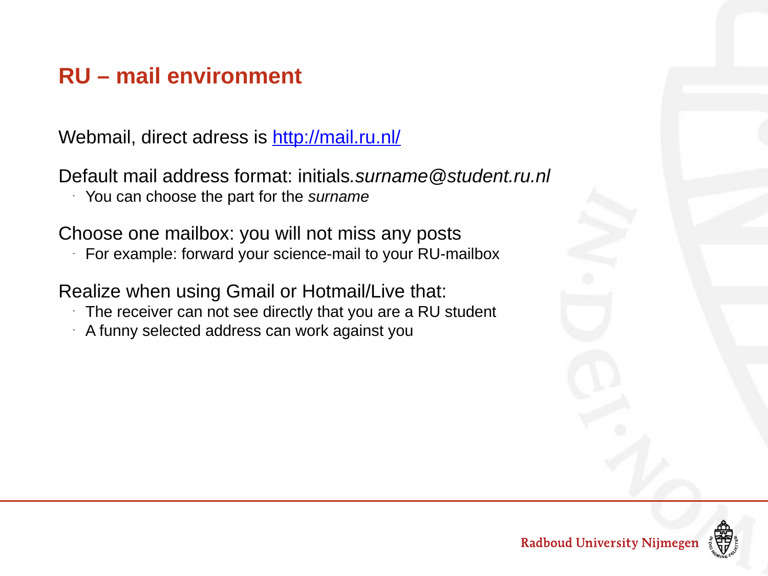## RU – mail environment

Webmail, direct adress is [http://mail.ru.nl/](http://mail.ru.nl/)

Default mail address format: initials.*surname@student.ru.nl*

- You can choose the part for the *surname*

Choose one mailbox: you will not miss any posts

- For example: forward your science-mail to your RU-mailbox

Realize when using Gmail or Hotmail/Live that:

- The receiver can not see directly that you are a RU student
- A funny selected address can work against you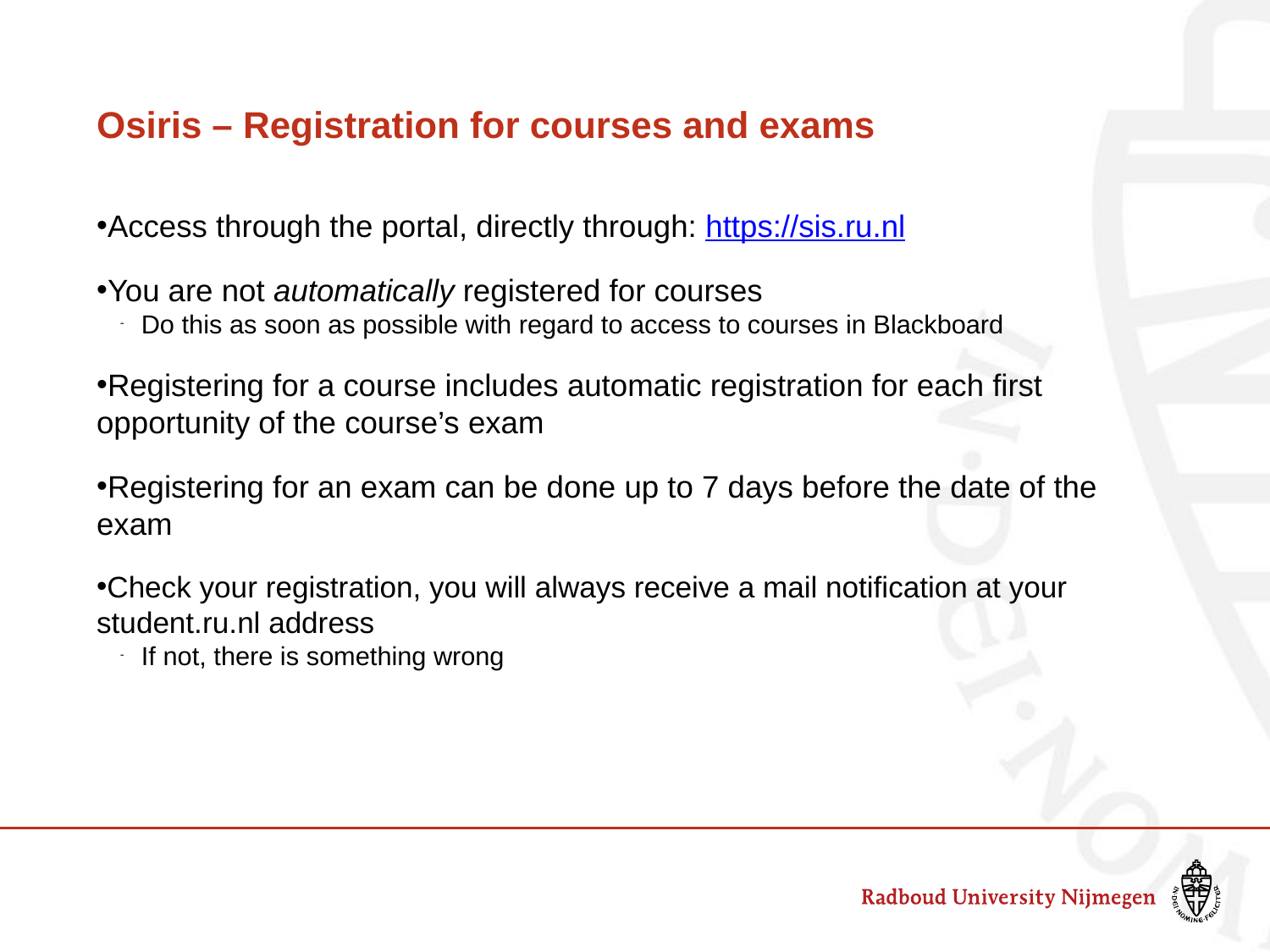## Osiris – Registration for courses and exams

- Access through the portal, directly through: [https://sis.ru.nl](https://sis.ru.nl)
- You are not *automatically* registered for courses
  - Do this as soon as possible with regard to access to courses in Blackboard
- Registering for a course includes automatic registration for each first opportunity of the course's exam
- Registering for an exam can be done up to 7 days before the date of the exam
- Check your registration, you will always receive a mail notification at your student.ru.nl address
  - If not, there is something wrong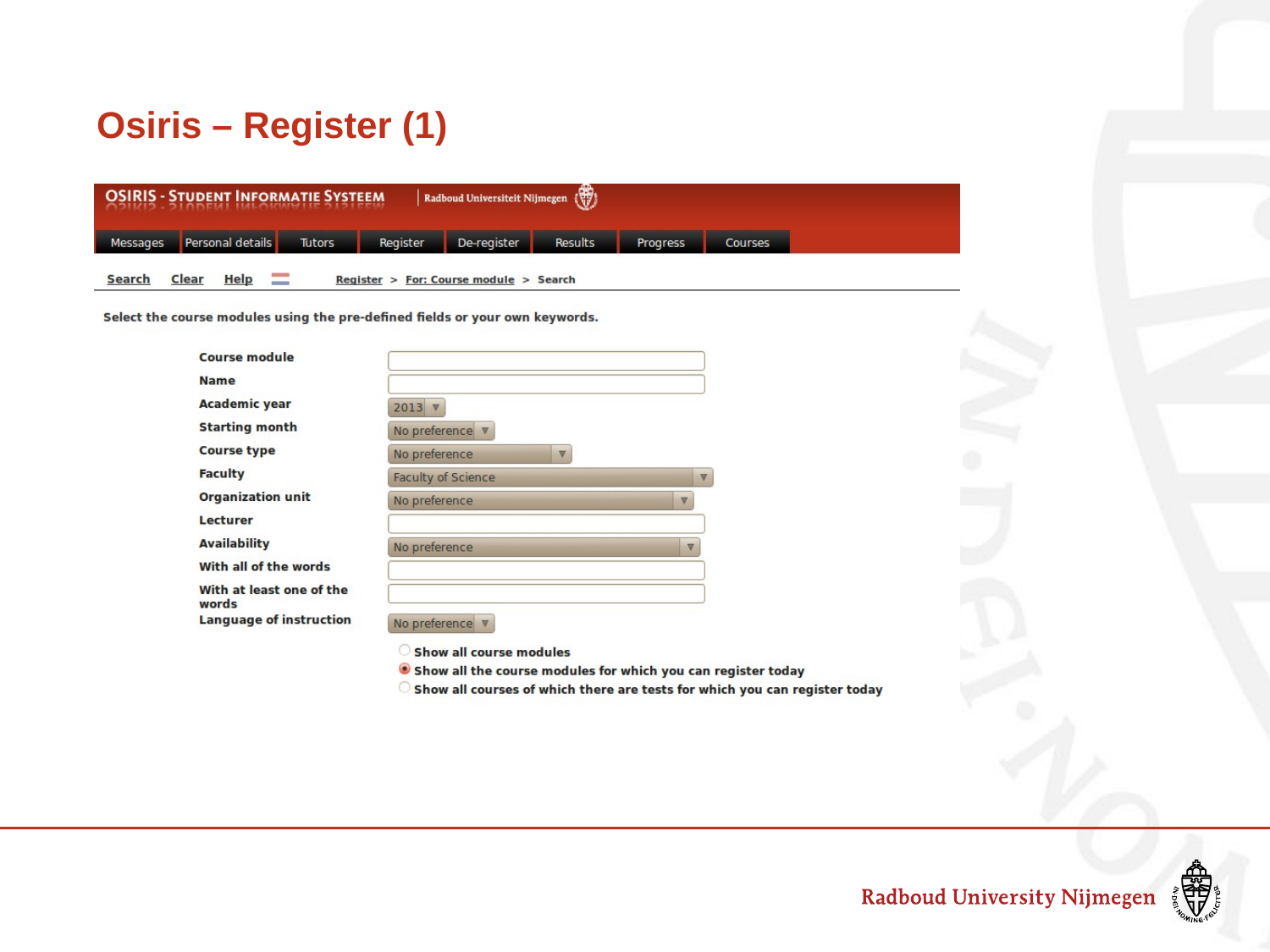# Osiris – Register (1)

OSIRIS - STUDENT INFORMATIE SYSTEEM | Radboud Universiteit Nijmegen

Messages | Personal details | Tutors | Register | De-register | Results | Progress | Courses

Search  Clear  Help    Register > For: Course module > Search

Select the course modules using the pre-defined fields or your own keywords.

| Field | Value |
|---|---|
| Course module | |
| Name | |
| Academic year | 2013 |
| Starting month | No preference |
| Course type | No preference |
| Faculty | Faculty of Science |
| Organization unit | No preference |
| Lecturer | |
| Availability | No preference |
| With all of the words | |
| With at least one of the words | |
| Language of instruction | No preference |

- ○ Show all course modules
- ● Show all the course modules for which you can register today
- ○ Show all courses of which there are tests for which you can register today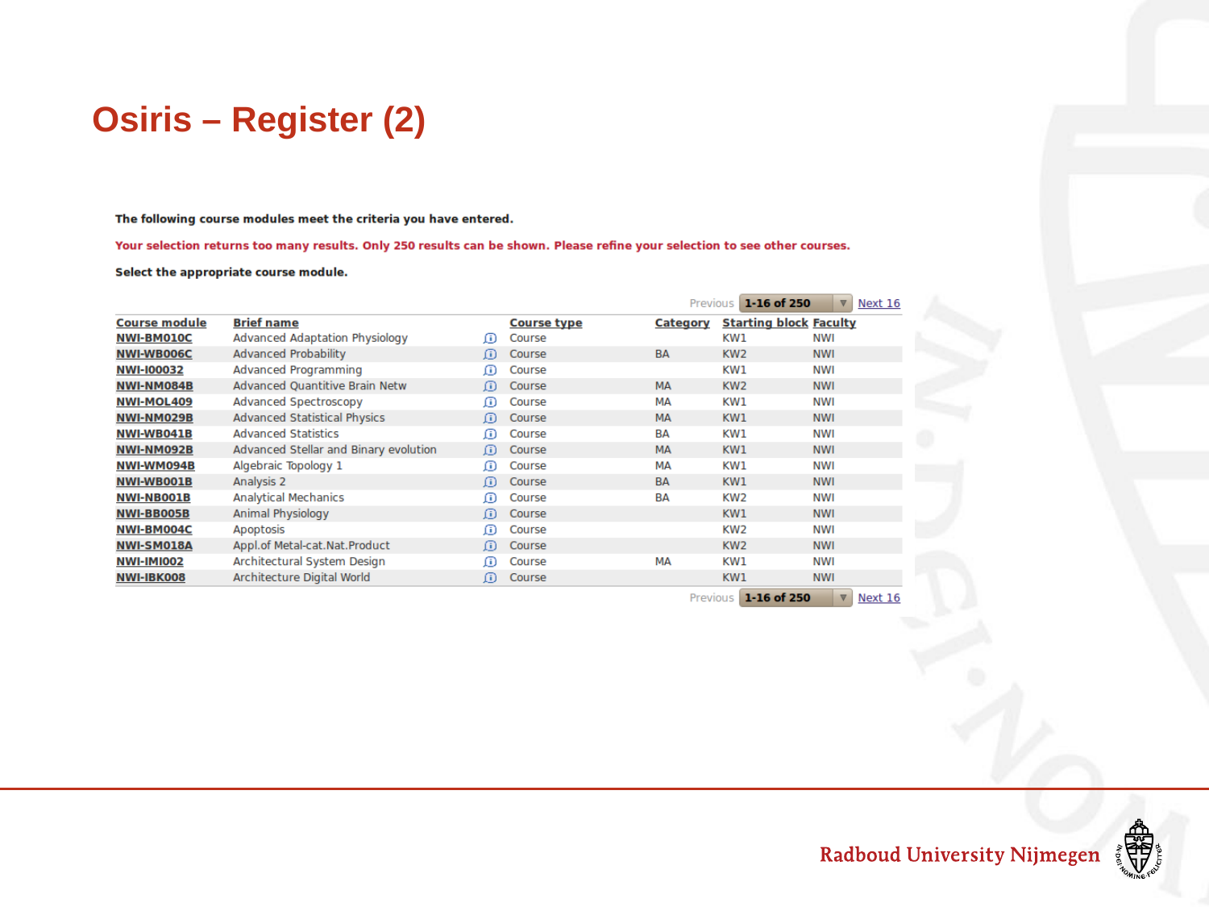# Osiris – Register (2)

**The following course modules meet the criteria you have entered.**

**Your selection returns too many results. Only 250 results can be shown. Please refine your selection to see other courses.**

**Select the appropriate course module.**

Previous 1-16 of 250 Next 16

| Course module | Brief name | | Course type | Category | Starting block | Faculty |
|---|---|---|---|---|---|---|
| NWI-BM010C | Advanced Adaptation Physiology | ⓘ | Course | | KW1 | NWI |
| NWI-WB006C | Advanced Probability | ⓘ | Course | BA | KW2 | NWI |
| NWI-I00032 | Advanced Programming | ⓘ | Course | | KW1 | NWI |
| NWI-NM084B | Advanced Quantitive Brain Netw | ⓘ | Course | MA | KW2 | NWI |
| NWI-MOL409 | Advanced Spectroscopy | ⓘ | Course | MA | KW1 | NWI |
| NWI-NM029B | Advanced Statistical Physics | ⓘ | Course | MA | KW1 | NWI |
| NWI-WB041B | Advanced Statistics | ⓘ | Course | BA | KW1 | NWI |
| NWI-NM092B | Advanced Stellar and Binary evolution | ⓘ | Course | MA | KW1 | NWI |
| NWI-WM094B | Algebraic Topology 1 | ⓘ | Course | MA | KW1 | NWI |
| NWI-WB001B | Analysis 2 | ⓘ | Course | BA | KW1 | NWI |
| NWI-NB001B | Analytical Mechanics | ⓘ | Course | BA | KW2 | NWI |
| NWI-BB005B | Animal Physiology | ⓘ | Course | | KW1 | NWI |
| NWI-BM004C | Apoptosis | ⓘ | Course | | KW2 | NWI |
| NWI-SM018A | Appl.of Metal-cat.Nat.Product | ⓘ | Course | | KW2 | NWI |
| NWI-IMI002 | Architectural System Design | ⓘ | Course | MA | KW1 | NWI |
| NWI-IBK008 | Architecture Digital World | ⓘ | Course | | KW1 | NWI |

Previous 1-16 of 250 Next 16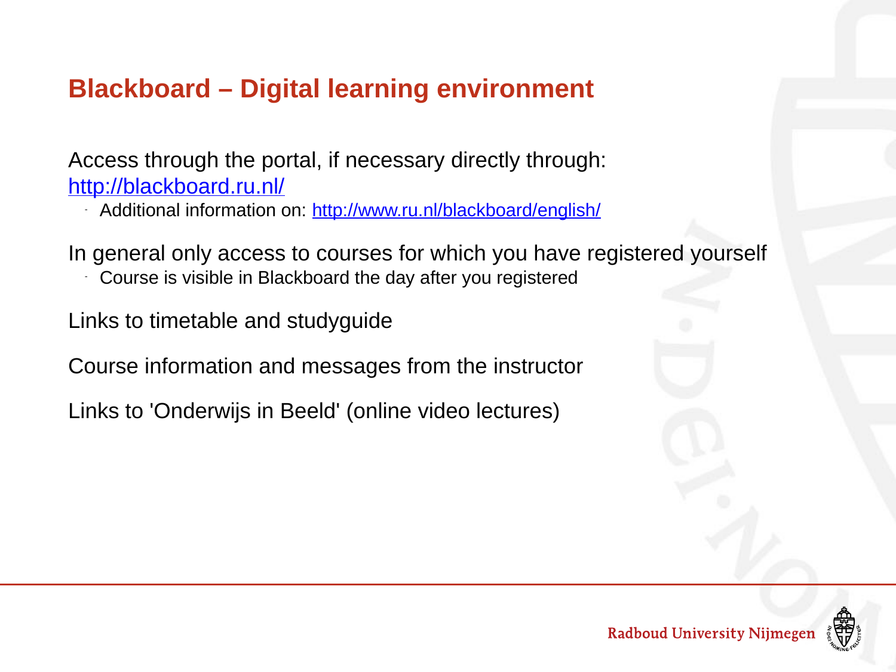## Blackboard – Digital learning environment

Access through the portal, if necessary directly through: http://blackboard.ru.nl/

- Additional information on: http://www.ru.nl/blackboard/english/

In general only access to courses for which you have registered yourself

- Course is visible in Blackboard the day after you registered

Links to timetable and studyguide

Course information and messages from the instructor

Links to 'Onderwijs in Beeld' (online video lectures)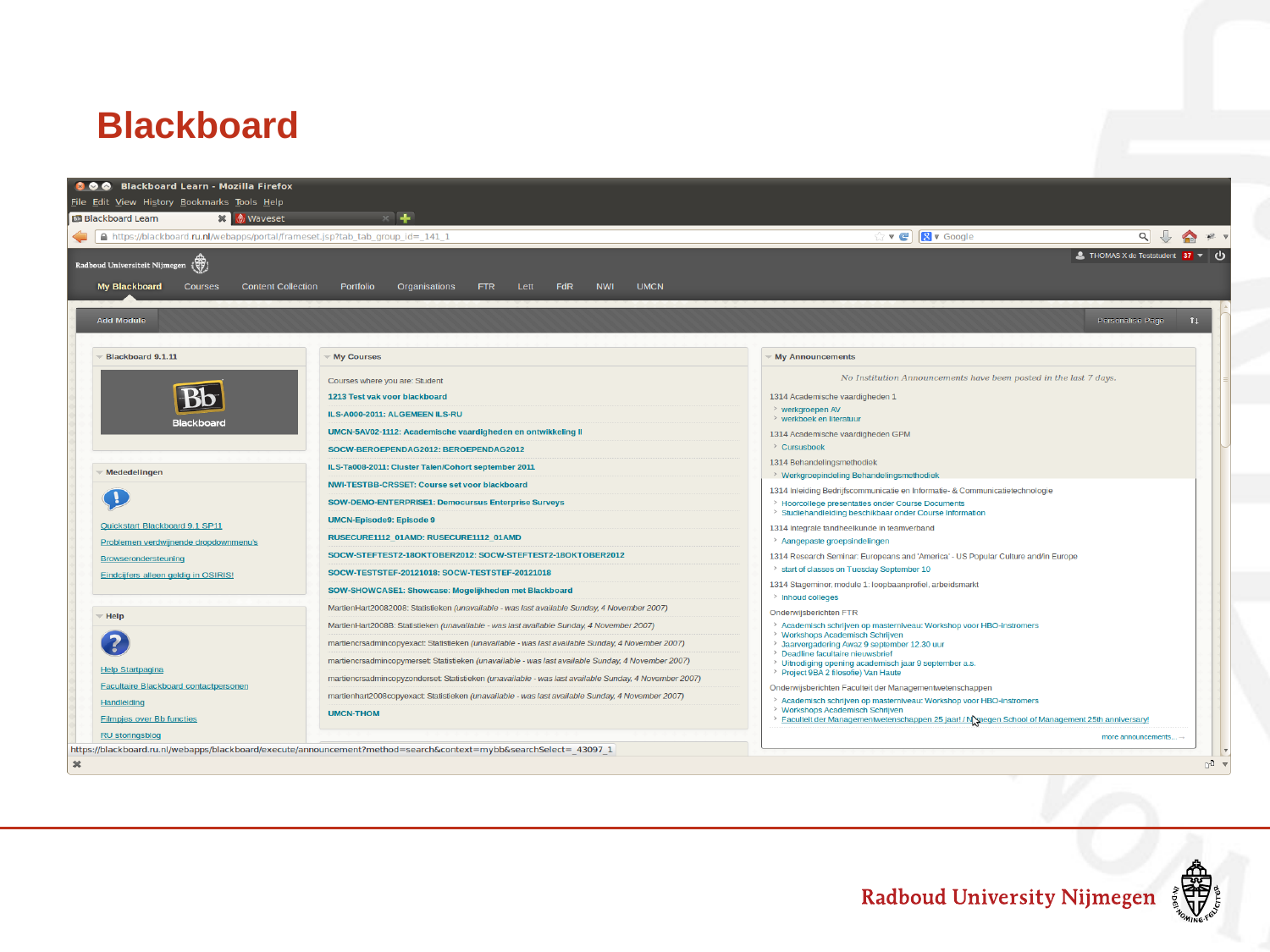# Blackboard

Blackboard Learn - Mozilla Firefox

File Edit View History Bookmarks Tools Help

Blackboard Learn | Waveset

https://blackboard.ru.nl/webapps/portal/frameset.jsp?tab_tab_group_id=_141_1

Radboud Universiteit Nijmegen

THOMAS X de Teststudent 37

My Blackboard | Courses | Content Collection | Portfolio | Organisations | FTR | Lett | FdR | NWI | UMCN

Add Module | Personalise Page

**Blackboard 9.1.11**

Blackboard

**Mededelingen**

- Quickstart Blackboard 9.1 SP11
- Problemen verdwijnende dropdownmenu's
- Browserondersteuning
- Eindcijfers alleen geldig in OSIRIS!

**Help**

- Help Startpagina
- Facultaire Blackboard contactpersonen
- Handleiding
- Filmpjes over Bb functies
- RU storingsblog

**My Courses**

Courses where you are: Student

- 1213 Test vak voor blackboard
- ILS-A000-2011: ALGEMEEN ILS-RU
- UMCN-5AV02-1112: Academische vaardigheden en ontwikkeling II
- SOCW-BEROEPENDAG2012: BEROEPENDAG2012
- ILS-Ta008-2011: Cluster Talen/Cohort september 2011
- NWI-TESTBB-CRSSET: Course set voor blackboard
- SOW-DEMO-ENTERPRISE1: Democursus Enterprise Surveys
- UMCN-Episode9: Episode 9
- RUSECURE1112_01AMD: RUSECURE1112_01AMD
- SOCW-STEFTEST2-18OKTOBER2012: SOCW-STEFTEST2-18OKTOBER2012
- SOCW-TESTSTEF-20121018: SOCW-TESTSTEF-20121018
- SOW-SHOWCASE1: Showcase: Mogelijkheden met Blackboard
- MartienHart20082008: Statistieken *(unavailable - was last available Sunday, 4 November 2007)*
- MartienHart2008B: Statistieken *(unavailable - was last available Sunday, 4 November 2007)*
- martiencrsadmincopyexact: Statistieken *(unavailable - was last available Sunday, 4 November 2007)*
- martiencrsadmincopymerset: Statistieken *(unavailable - was last available Sunday, 4 November 2007)*
- martiencrsadmincopyzonderset: Statistieken *(unavailable - was last available Sunday, 4 November 2007)*
- martienhart2008copyexact: Statistieken *(unavailable - was last available Sunday, 4 November 2007)*
- UMCN-THOM

**My Announcements**

*No Institution Announcements have been posted in the last 7 days.*

1314 Academische vaardigheden 1
- werkgroepen AV
- werkboek en literatuur

1314 Academische vaardigheden GPM
- Cursusboek

1314 Behandelingsmethodiek
- Werkgroepindeling Behandelingsmethodiek

1314 Inleiding Bedrijfscommunicatie en Informatie- & Communicatietechnologie
- Hoorcollege presentaties onder Course Documents
- Studiehandleiding beschikbaar onder Course Information

1314 Integrale tandheelkunde in teamverband
- Aangepaste groepsindelingen

1314 Research Seminar: Europeans and 'America' - US Popular Culture and/in Europe
- start of classes on Tuesday September 10

1314 Stageminor, module 1: loopbaanprofiel, arbeidsmarkt
- inhoud colleges

Onderwijsberichten FTR
- Academisch schrijven op masterniveau: Workshop voor HBO-instromers
- Workshops Academisch Schrijven
- Jaarvergadering Awaz 9 september 12.30 uur
- Deadline facultaire nieuwsbrief
- Uitnodiging opening academisch jaar 9 september a.s.
- Project 9BA 2 filosofie) Van Haute

Onderwijsberichten Faculteit der Managementwetenschappen
- Academisch schrijven op masterniveau: Workshop voor HBO-instromers
- Workshops Academisch Schrijven
- Faculteit der Managementwetenschappen 25 jaar! / Nijmegen School of Management 25th anniversary!

more announcements...

https://blackboard.ru.nl/webapps/blackboard/execute/announcement?method=search&context=mybb&searchSelect=_43097_1

Radboud University Nijmegen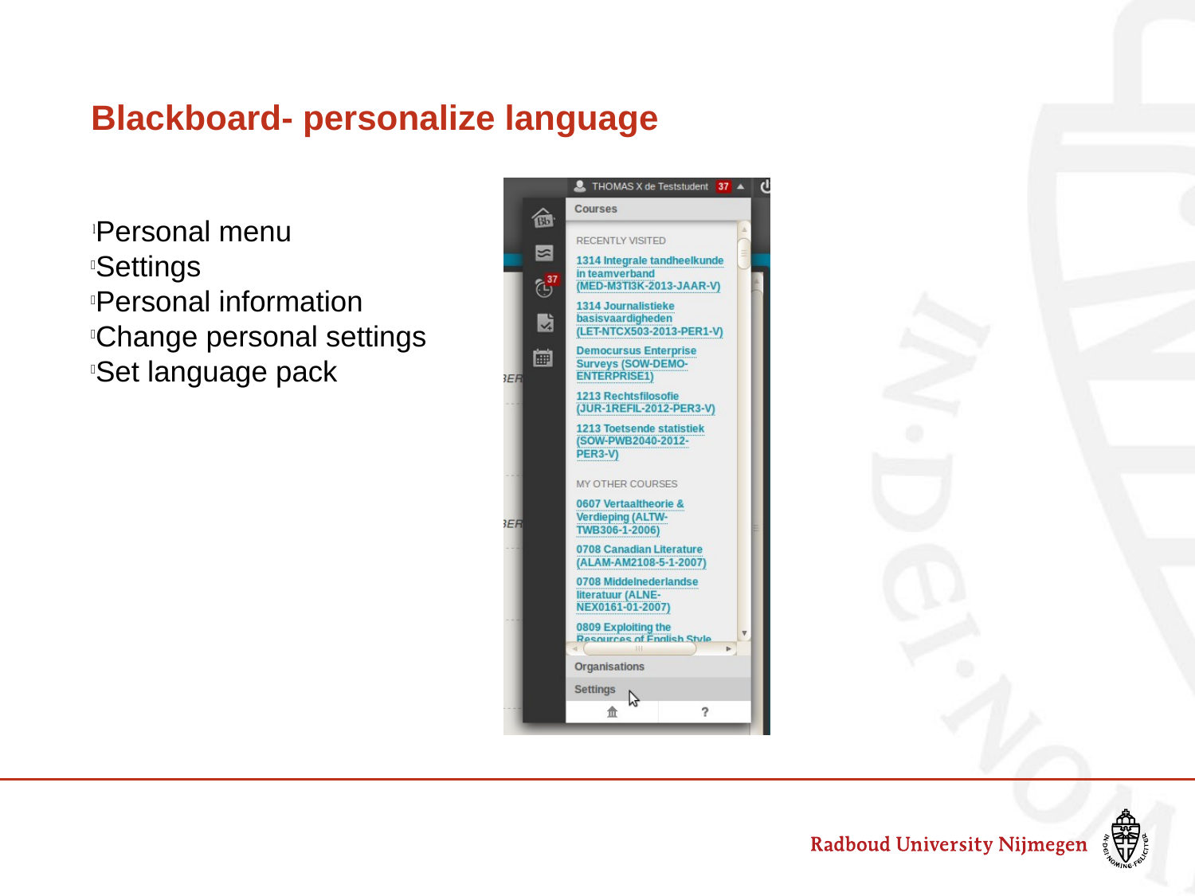# Blackboard- personalize language

- Personal menu
- Settings
- Personal information
- Change personal settings
- Set language pack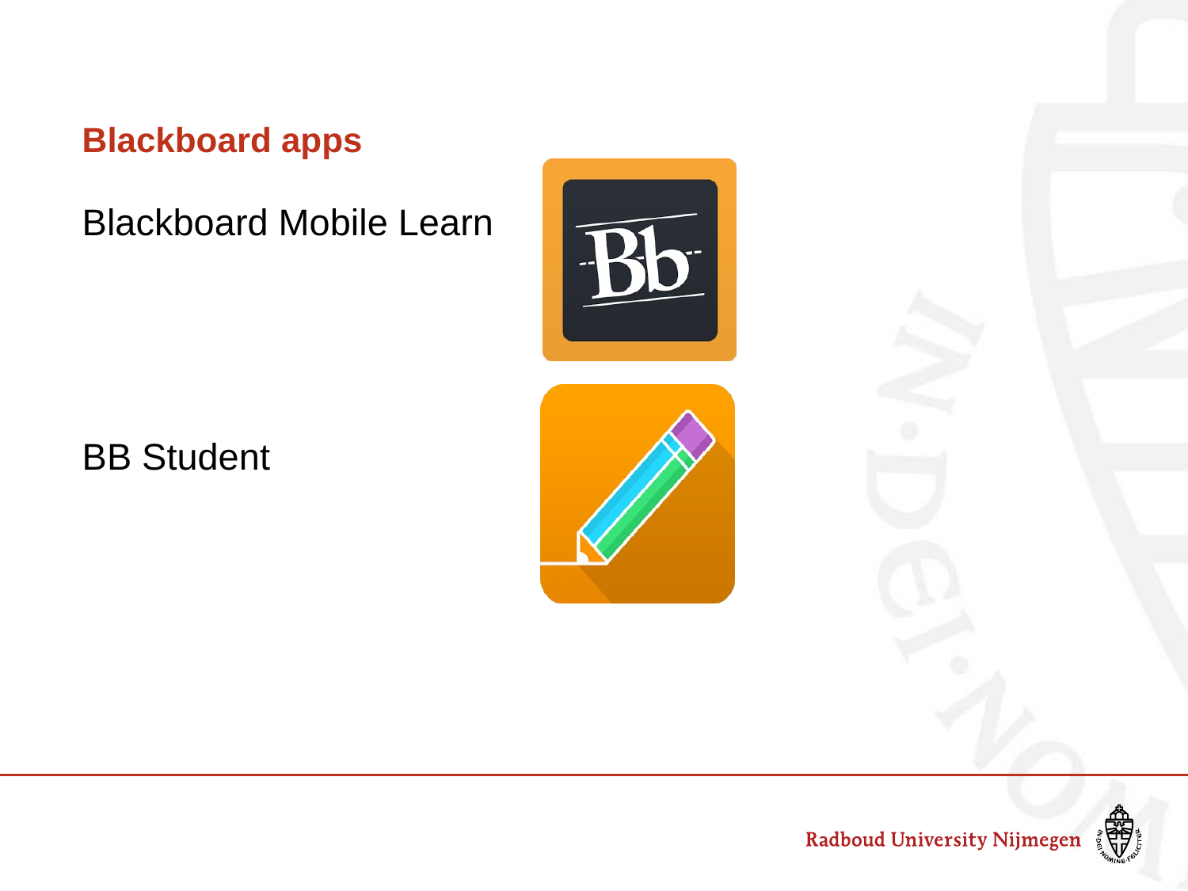## Blackboard apps

Blackboard Mobile Learn

BB Student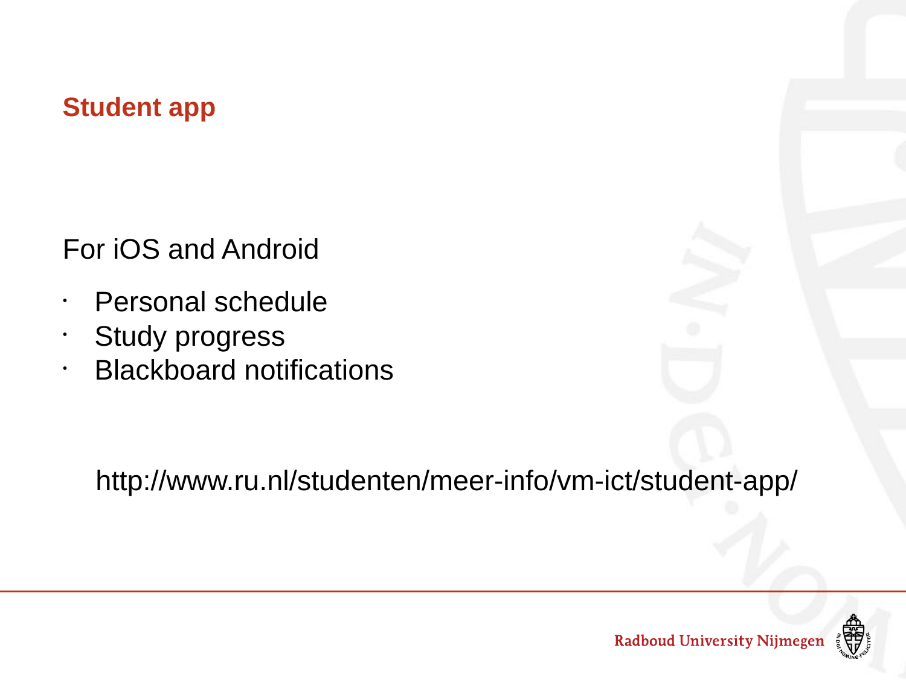## Student app

For iOS and Android

- Personal schedule
- Study progress
- Blackboard notifications

http://www.ru.nl/studenten/meer-info/vm-ict/student-app/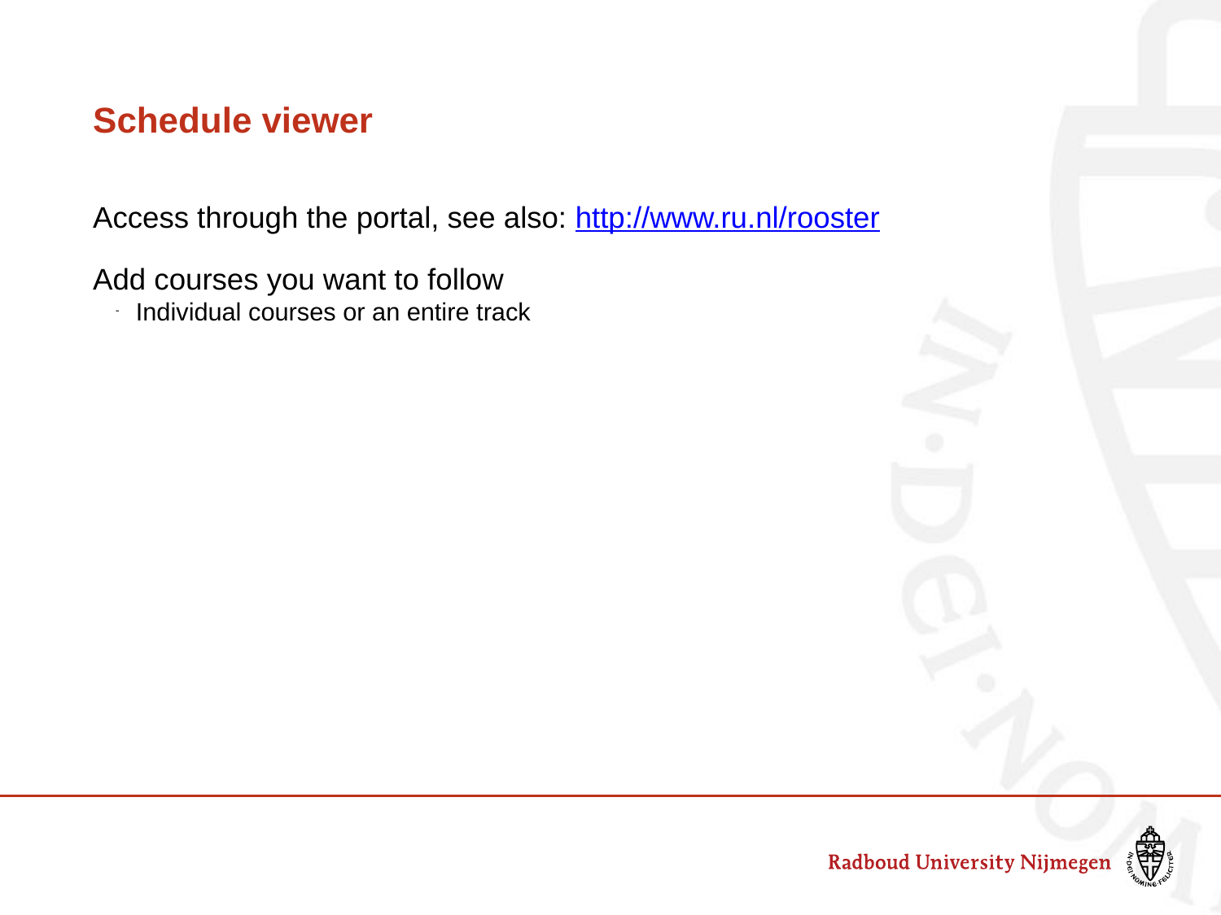## Schedule viewer

Access through the portal, see also: [http://www.ru.nl/rooster](http://www.ru.nl/rooster)

Add courses you want to follow

- Individual courses or an entire track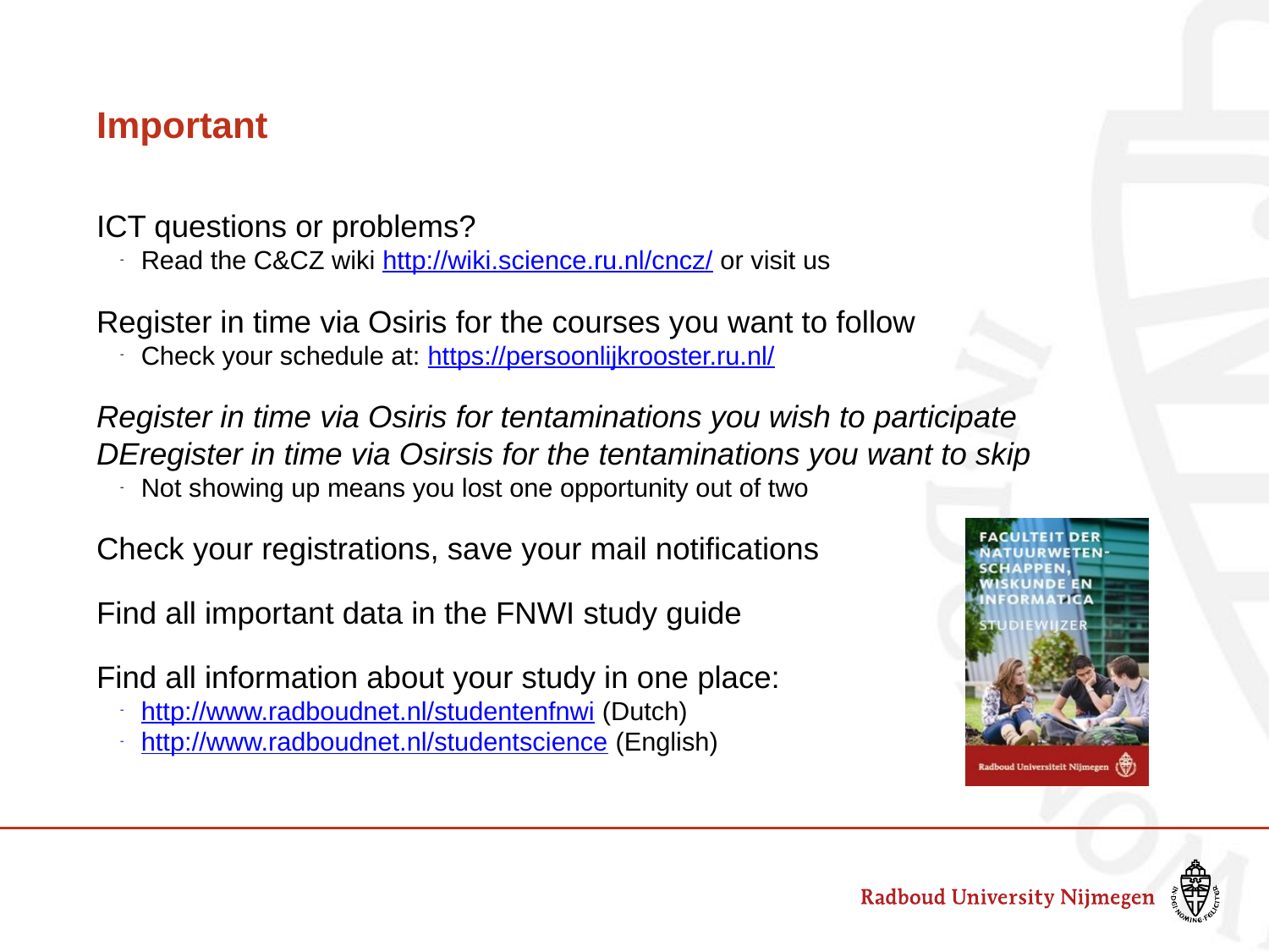# Important

ICT questions or problems?

- Read the C&CZ wiki http://wiki.science.ru.nl/cncz/ or visit us

Register in time via Osiris for the courses you want to follow

- Check your schedule at: https://persoonlijkrooster.ru.nl/

*Register in time via Osiris for tentaminations you wish to participate*
*DEregister in time via Osirsis for the tentaminations you want to skip*

- Not showing up means you lost one opportunity out of two

Check your registrations, save your mail notifications

Find all important data in the FNWI study guide

Find all information about your study in one place:

- http://www.radboudnet.nl/studentenfnwi (Dutch)
- http://www.radboudnet.nl/studentscience (English)